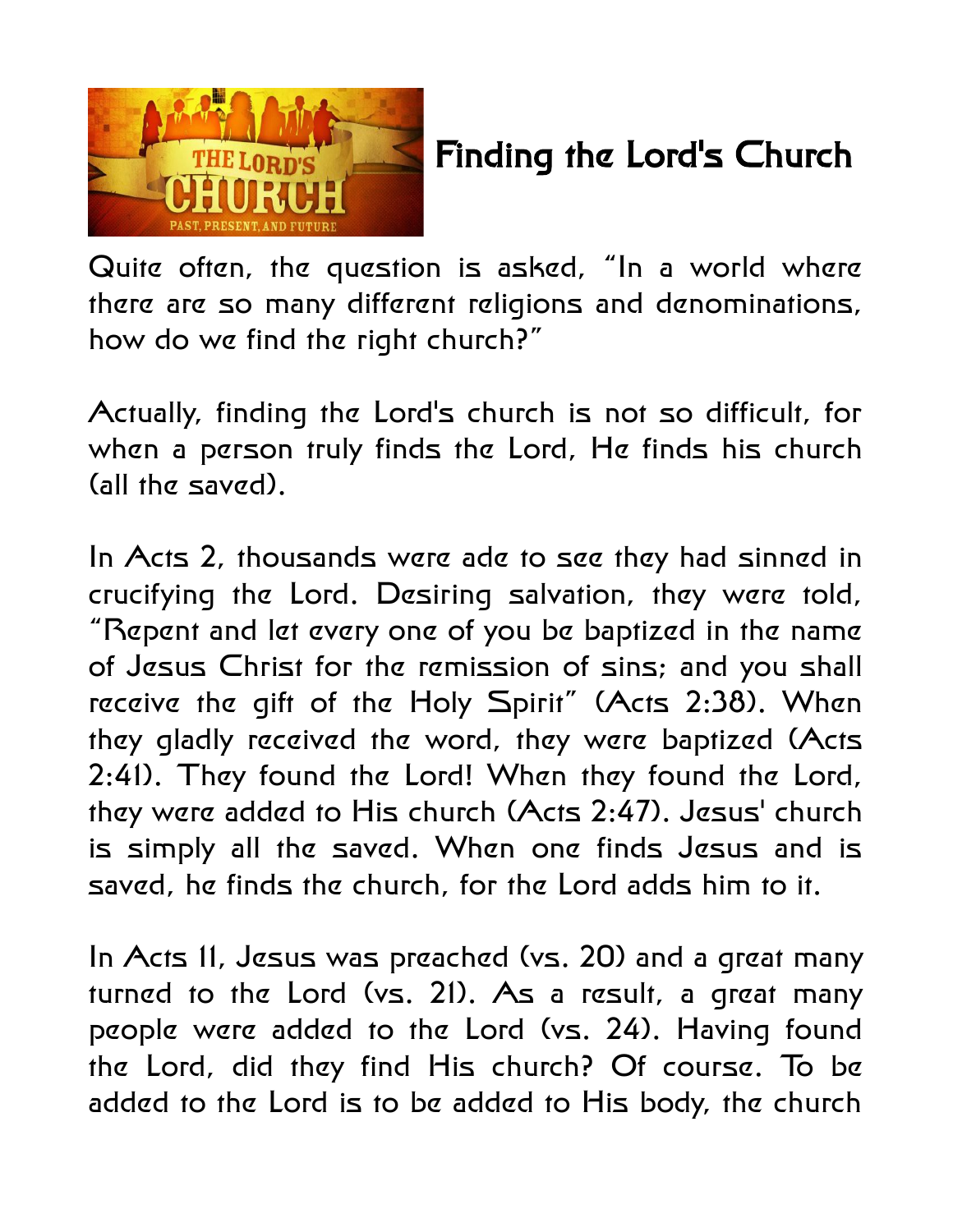# Finding the Lord's Church

Quite often, the question is asked, "In a world where there are so many different religions and denominations, how do we find the right church?"

Actually, finding the Lord's church is not so difficult, for when a person truly finds the Lord, He finds his church (all the saved).

In Acts 2, thousands were ade to see they had sinned in crucifying the Lord. Desiring salvation, they were told, "Repent and let every one of you be baptized in the name of Jesus Christ for the remission of sins; and you shall receive the gift of the Holy Spirit" (Acts 2:38). When they gladly received the word, they were baptized (Acts 2:41). They found the Lord! When they found the Lord, they were added to His church (Acts 2:47). Jesus' church is simply all the saved. When one finds Jesus and is saved, he finds the church, for the Lord adds him to it.

In Acts 11, Jesus was preached (vs. 20) and a great many turned to the Lord (vs. 21). As a result, a great many people were added to the Lord (vs. 24). Having found the Lord, did they find His church? Of course. To be added to the Lord is to be added to His body, the church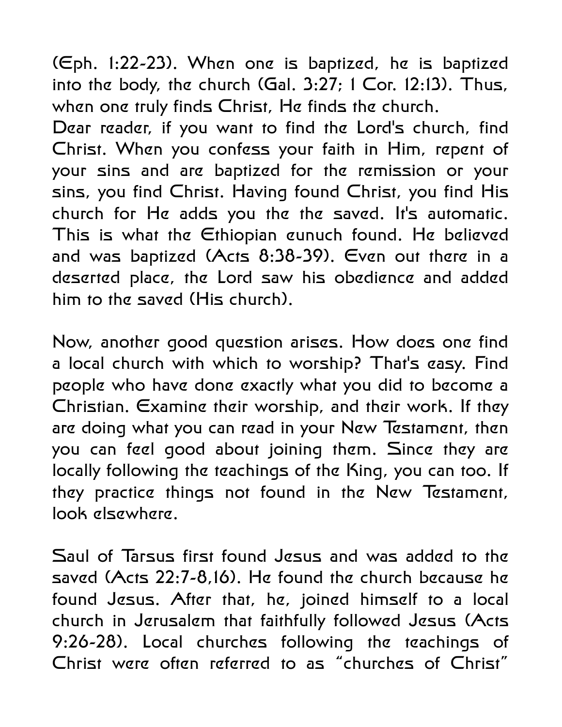(Eph. 1:22-23). When one is baptized, he is baptized into the body, the church (Gal. 3:27; 1 Cor. 12:13). Thus, when one truly finds Christ, He finds the church.

Dear reader, if you want to find the Lord's church, find Christ. When you confess your faith in Him, repent of your sins and are baptized for the remission or your sins, you find Christ. Having found Christ, you find His church for He adds you the the saved. It's automatic. This is what the Ethiopian eunuch found. He believed and was baptized (Acts 8:38-39). Even out there in a deserted place, the Lord saw his obedience and added him to the saved (His church).

Now, another good question arises. How does one find a local church with which to worship? That's easy. Find people who have done exactly what you did to become a Christian. Examine their worship, and their work. If they are doing what you can read in your New Testament, then you can feel good about joining them. Since they are locally following the teachings of the King, you can too. If they practice things not found in the New Testament, look elsewhere.

Saul of Tarsus first found Jesus and was added to the saved (Acts 22:7-8,16). He found the church because he found Jesus. After that, he, joined himself to a local church in Jerusalem that faithfully followed Jesus (Acts 9:26-28). Local churches following the teachings of Christ were often referred to as “churches of Christ”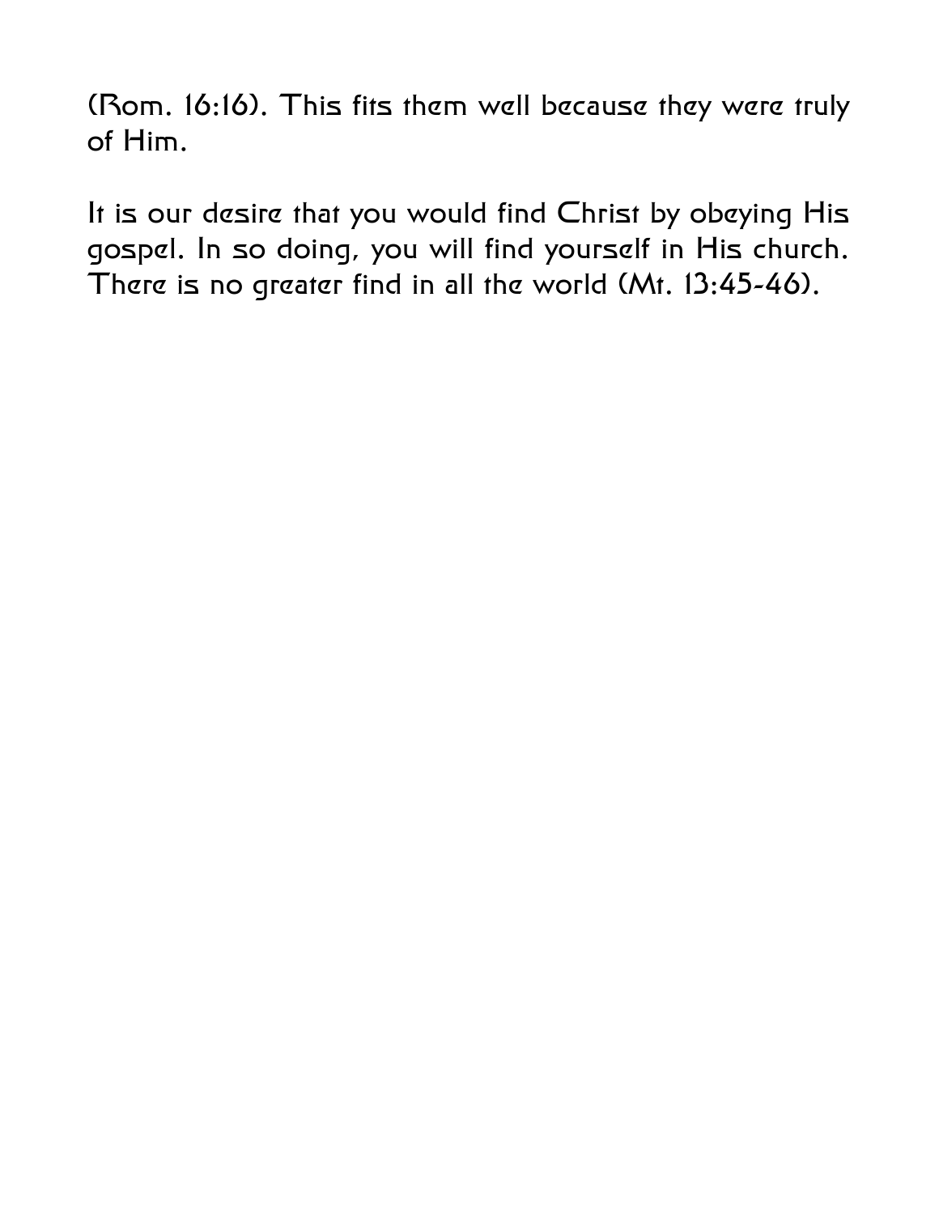(Rom. 16:16). This fits them well because they were truly of Him.

It is our desire that you would find Christ by obeying His gospel. In so doing, you will find yourself in His church. There is no greater find in all the world (Mt. 13:45-46).